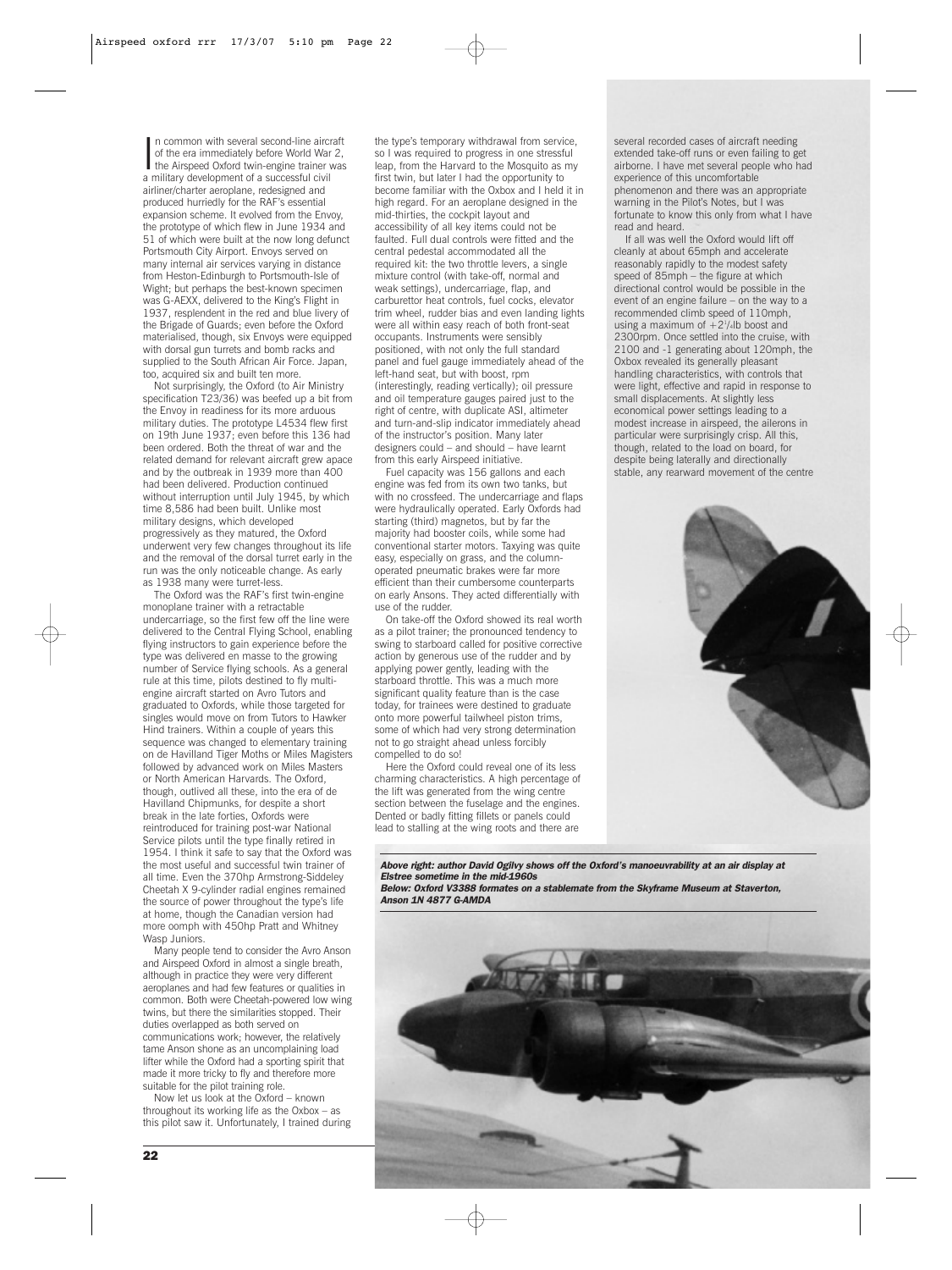In common with several second-line aircraft of the era immediately before World War 2, the Airspeed Oxford twin-engine trainer was a military development of a successful civil airliner/charter aeroplane, redesigned and produced hurriedly for the RAF's essential expansion scheme. It evolved from the Envoy, the prototype of which flew in June 1934 and 51 of which were built at the now long defunct Portsmouth City Airport. Envoys served on many internal air services varying in distance from Heston-Edinburgh to Portsmouth-Isle of Wight; but perhaps the best-known specimen was G-AEXX, delivered to the King's Flight in 1937, resplendent in the red and blue livery of the Brigade of Guards; even before the Oxford materialised, though, six Envoys were equipped with dorsal gun turrets and bomb racks and supplied to the South African Air Force. Japan, too, acquired six and built ten more.

Not surprisingly, the Oxford (to Air Ministry specification T23/36) was beefed up a bit from the Envoy in readiness for its more arduous military duties. The prototype L4534 flew first on 19th June 1937; even before this 136 had been ordered. Both the threat of war and the related demand for relevant aircraft grew apace and by the outbreak in 1939 more than 400 had been delivered. Production continued without interruption until July 1945, by which time 8,586 had been built. Unlike most military designs, which developed progressively as they matured, the Oxford underwent very few changes throughout its life and the removal of the dorsal turret early in the run was the only noticeable change. As early as 1938 many were turret-less.

The Oxford was the RAF's first twin-engine monoplane trainer with a retractable undercarriage, so the first few off the line were delivered to the Central Flying School, enabling flying instructors to gain experience before the type was delivered en masse to the growing number of Service flying schools. As a general rule at this time, pilots destined to fly multi-engine aircraft started on Avro Tutors and graduated to Oxfords, while those targeted for singles would move on from Tutors to Hawker Hind trainers. Within a couple of years this sequence was changed to elementary training on de Havilland Tiger Moths or Miles Magisters followed by advanced work on Miles Masters or North American Harvards. The Oxford, though, outlived all these, into the era of de Havilland Chipmunks, for despite a short break in the late forties, Oxfords were reintroduced for training post-war National Service pilots until the type finally retired in 1954. I think it safe to say that the Oxford was the most useful and successful twin trainer of all time. Even the 370hp Armstrong-Siddeley Cheetah X 9-cylinder radial engines remained the source of power throughout the type's life at home, though the Canadian version had more oomph with 450hp Pratt and Whitney Wasp Juniors.

Many people tend to consider the Avro Anson and Airspeed Oxford in almost a single breath, although in practice they were very different aeroplanes and had few features or qualities in common. Both were Cheetah-powered low wing twins, but there the similarities stopped. Their duties overlapped as both served on communications work; however, the relatively tame Anson shone as an uncomplaining load lifter while the Oxford had a sporting spirit that made it more tricky to fly and therefore more suitable for the pilot training role.

Now let us look at the Oxford – known throughout its working life as the Oxbox – as this pilot saw it. Unfortunately, I trained during the type's temporary withdrawal from service, so I was required to progress in one stressful leap, from the Harvard to the Mosquito as my first twin, but later I had the opportunity to become familiar with the Oxbox and I held it in high regard. For an aeroplane designed in the mid-thirties, the cockpit layout and accessibility of all key items could not be faulted. Full dual controls were fitted and the central pedestal accommodated all the required kit: the two throttle levers, a single mixture control (with take-off, normal and weak settings), undercarriage, flap, and carburettor heat controls, fuel cocks, elevator trim wheel, rudder bias and even landing lights were all within easy reach of both front-seat occupants. Instruments were sensibly positioned, with not only the full standard panel and fuel gauge immediately ahead of the left-hand seat, but with boost, rpm (interestingly, reading vertically); oil pressure and oil temperature gauges paired just to the right of centre, with duplicate ASI, altimeter and turn-and-slip indicator immediately ahead of the instructor's position. Many later designers could – and should – have learnt from this early Airspeed initiative.

Fuel capacity was 156 gallons and each engine was fed from its own two tanks, but with no crossfeed. The undercarriage and flaps were hydraulically operated. Early Oxfords had starting (third) magnetos, but by far the majority had booster coils, while some had conventional starter motors. Taxying was quite easy, especially on grass, and the column-operated pneumatic brakes were far more efficient than their cumbersome counterparts on early Ansons. They acted differentially with use of the rudder.

On take-off the Oxford showed its real worth as a pilot trainer; the pronounced tendency to swing to starboard called for positive corrective action by generous use of the rudder and by applying power gently, leading with the starboard throttle. This was a much more significant quality feature than is the case today, for trainees were destined to graduate onto more powerful tailwheel piston trims, some of which had very strong determination not to go straight ahead unless forcibly compelled to do so!

Here the Oxford could reveal one of its less charming characteristics. A high percentage of the lift was generated from the wing centre section between the fuselage and the engines. Dented or badly fitting fillets or panels could lead to stalling at the wing roots and there are several recorded cases of aircraft needing extended take-off runs or even failing to get airborne. I have met several people who had experience of this uncomfortable phenomenon and there was an appropriate warning in the Pilot's Notes, but I was fortunate to know this only from what I have read and heard.

If all was well the Oxford would lift off cleanly at about 65mph and accelerate reasonably rapidly to the modest safety speed of 85mph – the figure at which directional control would be possible in the event of an engine failure – on the way to a recommended climb speed of 110mph, using a maximum of +2¼lb boost and 2300rpm. Once settled into the cruise, with 2100 and -1 generating about 120mph, the Oxbox revealed its generally pleasant handling characteristics, with controls that were light, effective and rapid in response to small displacements. At slightly less economical power settings leading to a modest increase in airspeed, the ailerons in particular were surprisingly crisp. All this, though, related to the load on board, for despite being laterally and directionally stable, any rearward movement of the centre

***Above right: author David Ogilvy shows off the Oxford's manoeuvrability at an air display at Elstree sometime in the mid-1960s***
***Below: Oxford V3388 formates on a stablemate from the Skyframe Museum at Staverton, Anson 1N 4877 G-AMDA***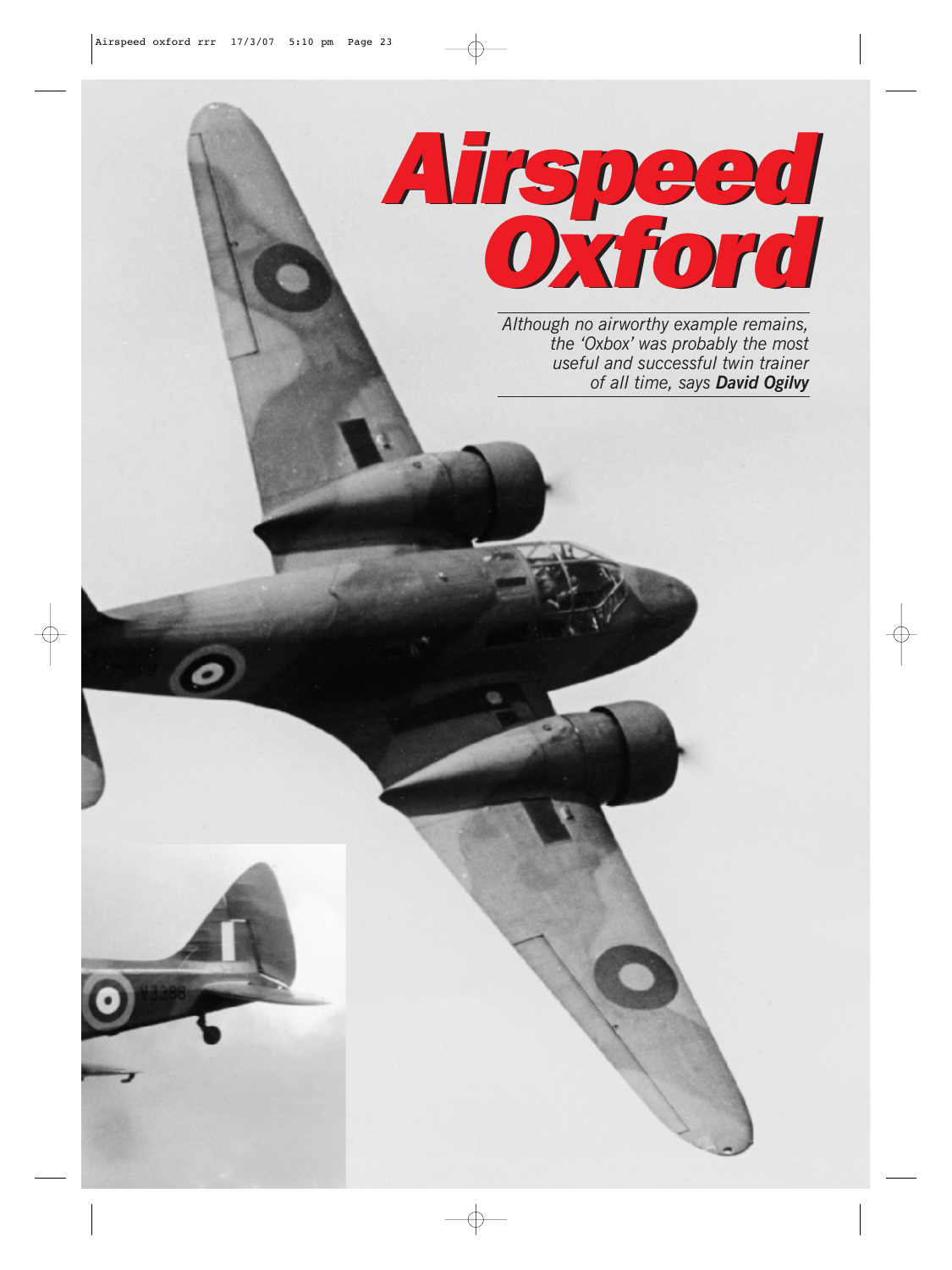# Airspeed Oxford

*Although no airworthy example remains, the 'Oxbox' was probably the most useful and successful twin trainer of all time, says* ***David Ogilvy***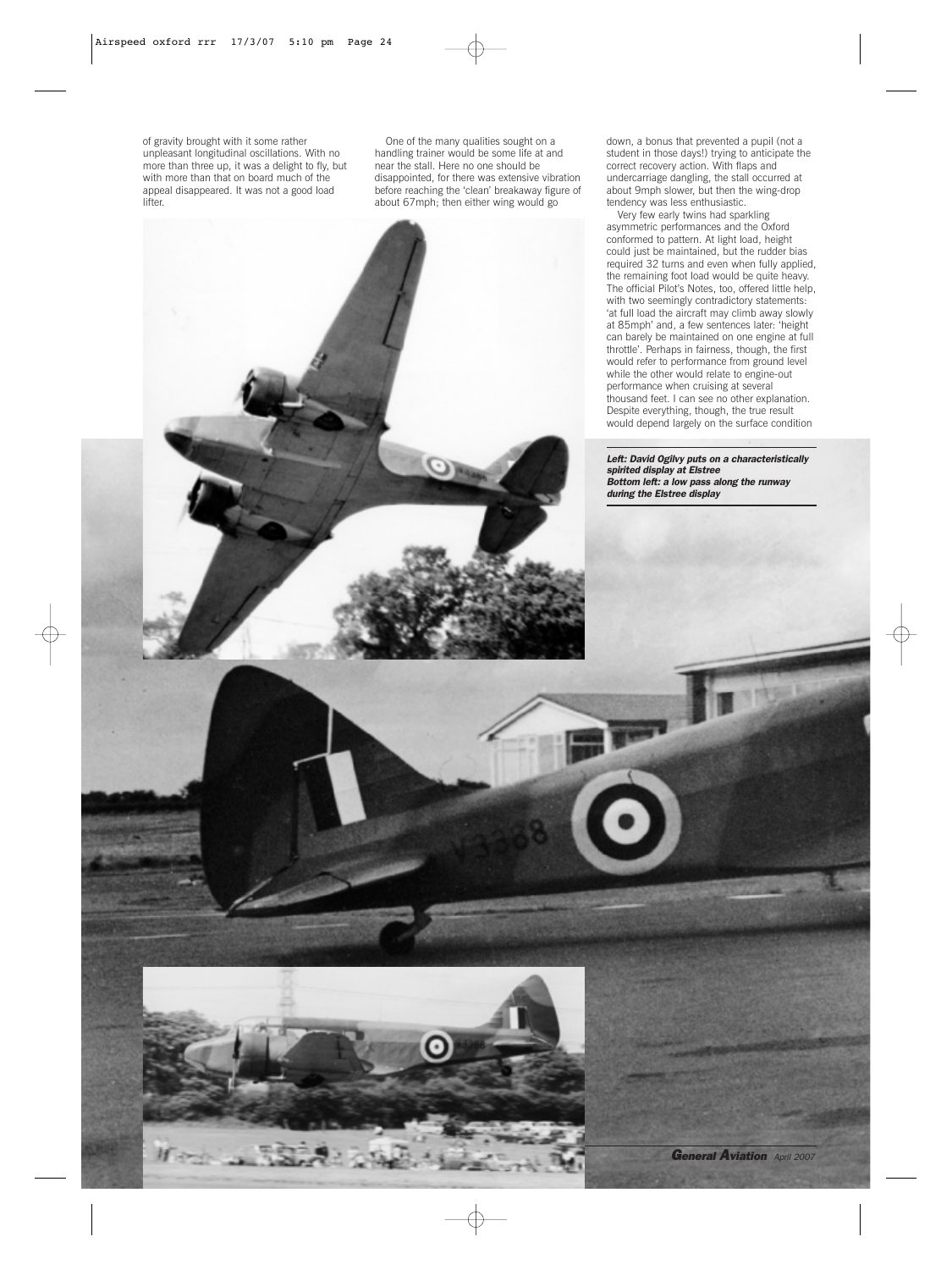of gravity brought with it some rather unpleasant longitudinal oscillations. With no more than three up, it was a delight to fly, but with more than that on board much of the appeal disappeared. It was not a good load lifter.

One of the many qualities sought on a handling trainer would be some life at and near the stall. Here no one should be disappointed, for there was extensive vibration before reaching the 'clean' breakaway figure of about 67mph; then either wing would go down, a bonus that prevented a pupil (not a student in those days!) trying to anticipate the correct recovery action. With flaps and undercarriage dangling, the stall occurred at about 9mph slower, but then the wing-drop tendency was less enthusiastic.

Very few early twins had sparkling asymmetric performances and the Oxford conformed to pattern. At light load, height could just be maintained, but the rudder bias required 32 turns and even when fully applied, the remaining foot load would be quite heavy. The official Pilot's Notes, too, offered little help, with two seemingly contradictory statements: 'at full load the aircraft may climb away slowly at 85mph' and, a few sentences later: 'height can barely be maintained on one engine at full throttle'. Perhaps in fairness, though, the first would refer to performance from ground level while the other would relate to engine-out performance when cruising at several thousand feet. I can see no other explanation. Despite everything, though, the true result would depend largely on the surface condition

***Left: David Ogilvy puts on a characteristically spirited display at Elstree***
***Bottom left: a low pass along the runway during the Elstree display***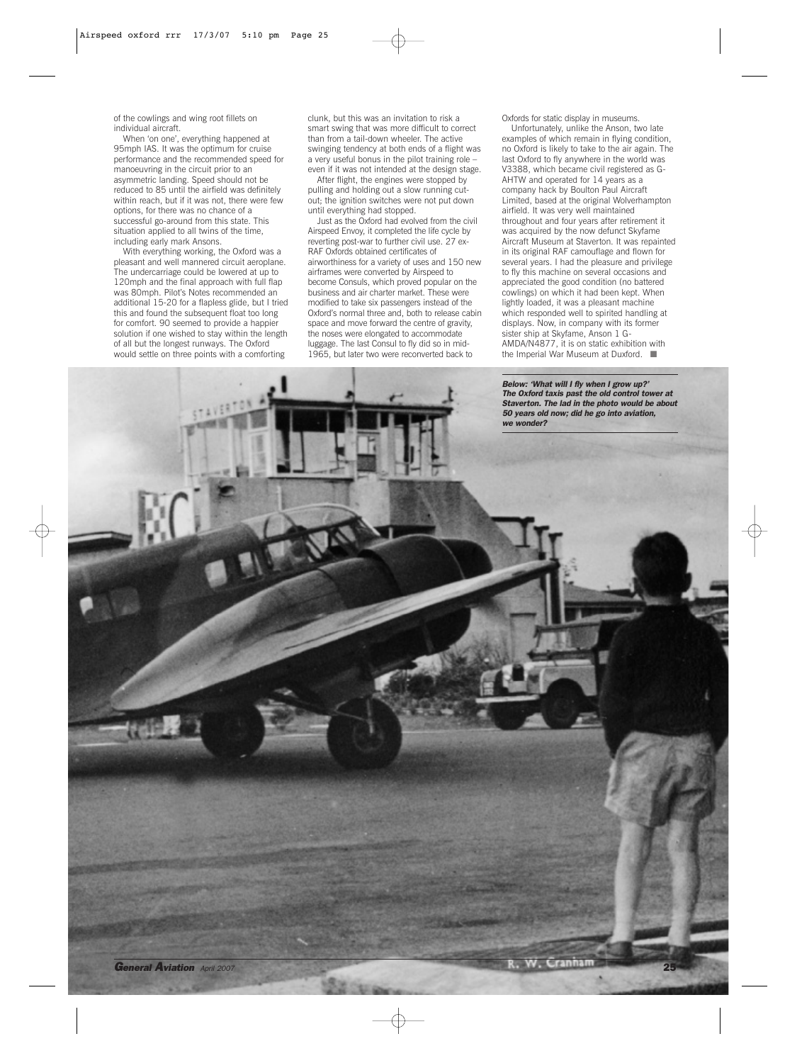of the cowlings and wing root fillets on individual aircraft.

When 'on one', everything happened at 95mph IAS. It was the optimum for cruise performance and the recommended speed for manoeuvring in the circuit prior to an asymmetric landing. Speed should not be reduced to 85 until the airfield was definitely within reach, but if it was not, there were few options, for there was no chance of a successful go-around from this state. This situation applied to all twins of the time, including early mark Ansons.

With everything working, the Oxford was a pleasant and well mannered circuit aeroplane. The undercarriage could be lowered at up to 120mph and the final approach with full flap was 80mph. Pilot's Notes recommended an additional 15-20 for a flapless glide, but I tried this and found the subsequent float too long for comfort. 90 seemed to provide a happier solution if one wished to stay within the length of all but the longest runways. The Oxford would settle on three points with a comforting clunk, but this was an invitation to risk a smart swing that was more difficult to correct than from a tail-down wheeler. The active swinging tendency at both ends of a flight was a very useful bonus in the pilot training role – even if it was not intended at the design stage.

After flight, the engines were stopped by pulling and holding out a slow running cut-out; the ignition switches were not put down until everything had stopped.

Just as the Oxford had evolved from the civil Airspeed Envoy, it completed the life cycle by reverting post-war to further civil use. 27 ex-RAF Oxfords obtained certificates of airworthiness for a variety of uses and 150 new airframes were converted by Airspeed to become Consuls, which proved popular on the business and air charter market. These were modified to take six passengers instead of the Oxford's normal three and, both to release cabin space and move forward the centre of gravity, the noses were elongated to accommodate luggage. The last Consul to fly did so in mid-1965, but later two were reconverted back to Oxfords for static display in museums.

Unfortunately, unlike the Anson, two late examples of which remain in flying condition, no Oxford is likely to take to the air again. The last Oxford to fly anywhere in the world was V3388, which became civil registered as G-AHTW and operated for 14 years as a company hack by Boulton Paul Aircraft Limited, based at the original Wolverhampton airfield. It was very well maintained throughout and four years after retirement it was acquired by the now defunct Skyfame Aircraft Museum at Staverton. It was repainted in its original RAF camouflage and flown for several years. I had the pleasure and privilege to fly this machine on several occasions and appreciated the good condition (no battered cowlings) on which it had been kept. When lightly loaded, it was a pleasant machine which responded well to spirited handling at displays. Now, in company with its former sister ship at Skyfame, Anson 1 G-AMDA/N4877, it is on static exhibition with the Imperial War Museum at Duxford. ■

***Below: 'What will I fly when I grow up?' The Oxford taxis past the old control tower at Staverton. The lad in the photo would be about 50 years old now; did he go into aviation, we wonder?***

R. W. Cranham